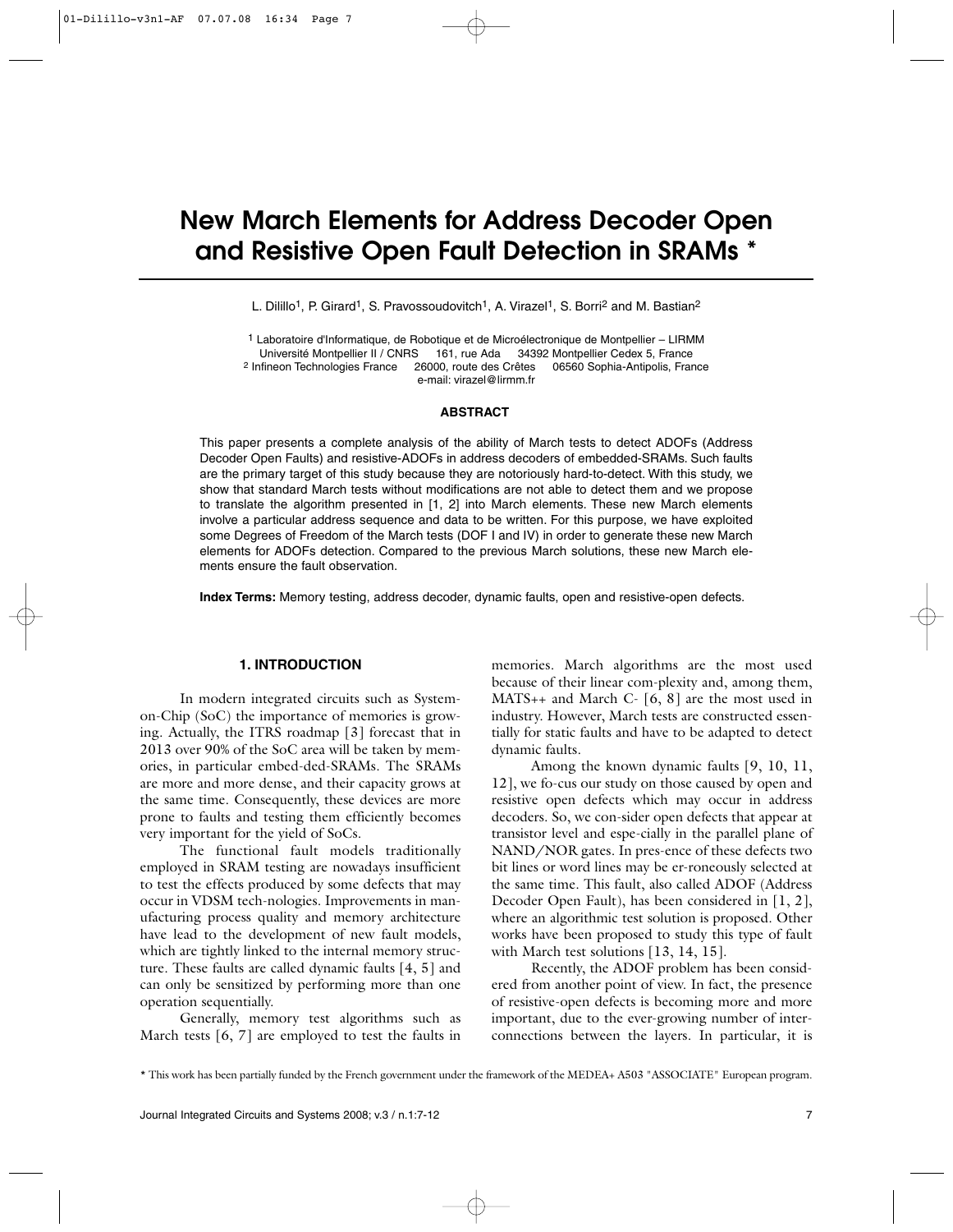# New March Elements for Address Decoder Open and Resistive Open Fault Detection in SRAMs *

L. Dilillo[1], P. Girard[1], S. Pravossoudovitch[1], A. Virazel[1], S. Borri[2] and M. Bastian[2]

[1] Laboratoire d'Informatique, de Robotique et de Microélectronique de Montpellier – LIRMM
Université Montpellier II / CNRS 161, rue Ada 34392 Montpellier Cedex 5, France
[2] Infineon Technologies France 26000, route des Crêtes 06560 Sophia-Antipolis, France
e-mail: virazel@lirmm.fr

#### ABSTRACT

This paper presents a complete analysis of the ability of March tests to detect ADOFs (Address Decoder Open Faults) and resistive-ADOFs in address decoders of embedded-SRAMs. Such faults are the primary target of this study because they are notoriously hard-to-detect. With this study, we show that standard March tests without modifications are not able to detect them and we propose to translate the algorithm presented in [1, 2] into March elements. These new March elements involve a particular address sequence and data to be written. For this purpose, we have exploited some Degrees of Freedom of the March tests (DOF I and IV) in order to generate these new March elements for ADOFs detection. Compared to the previous March solutions, these new March elements ensure the fault observation.

**Index Terms:** Memory testing, address decoder, dynamic faults, open and resistive-open defects.

## 1. INTRODUCTION

In modern integrated circuits such as System-on-Chip (SoC) the importance of memories is growing. Actually, the ITRS roadmap [3] forecast that in 2013 over 90% of the SoC area will be taken by memories, in particular embed-ded-SRAMs. The SRAMs are more and more dense, and their capacity grows at the same time. Consequently, these devices are more prone to faults and testing them efficiently becomes very important for the yield of SoCs.

The functional fault models traditionally employed in SRAM testing are nowadays insufficient to test the effects produced by some defects that may occur in VDSM tech-nologies. Improvements in manufacturing process quality and memory architecture have lead to the development of new fault models, which are tightly linked to the internal memory structure. These faults are called dynamic faults [4, 5] and can only be sensitized by performing more than one operation sequentially.

Generally, memory test algorithms such as March tests [6, 7] are employed to test the faults in memories. March algorithms are the most used because of their linear com-plexity and, among them, MATS++ and March C- [6, 8] are the most used in industry. However, March tests are constructed essentially for static faults and have to be adapted to detect dynamic faults.

Among the known dynamic faults [9, 10, 11, 12], we fo-cus our study on those caused by open and resistive open defects which may occur in address decoders. So, we con-sider open defects that appear at transistor level and espe-cially in the parallel plane of NAND/NOR gates. In pres-ence of these defects two bit lines or word lines may be er-roneously selected at the same time. This fault, also called ADOF (Address Decoder Open Fault), has been considered in [1, 2], where an algorithmic test solution is proposed. Other works have been proposed to study this type of fault with March test solutions [13, 14, 15].

Recently, the ADOF problem has been considered from another point of view. In fact, the presence of resistive-open defects is becoming more and more important, due to the ever-growing number of inter-connections between the layers. In particular, it is

* This work has been partially funded by the French government under the framework of the MEDEA+ A503 "ASSOCIATE" European program.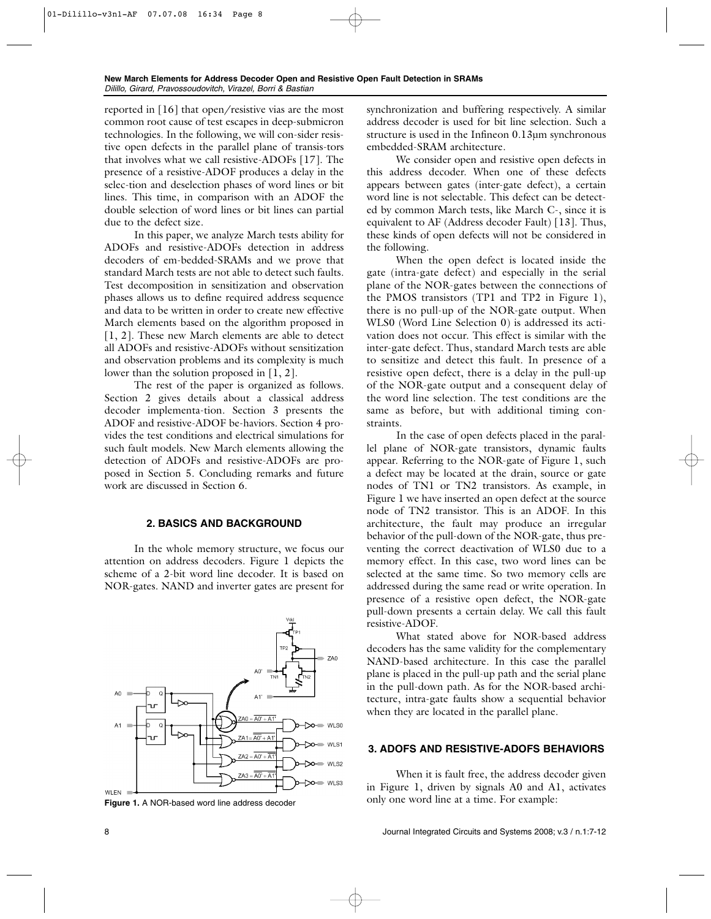reported in [16] that open/resistive vias are the most common root cause of test escapes in deep-submicron technologies. In the following, we will con-sider resistive open defects in the parallel plane of transis-tors that involves what we call resistive-ADOFs [17]. The presence of a resistive-ADOF produces a delay in the selec-tion and deselection phases of word lines or bit lines. This time, in comparison with an ADOF the double selection of word lines or bit lines can partial due to the defect size.

In this paper, we analyze March tests ability for ADOFs and resistive-ADOFs detection in address decoders of em-bedded-SRAMs and we prove that standard March tests are not able to detect such faults. Test decomposition in sensitization and observation phases allows us to define required address sequence and data to be written in order to create new effective March elements based on the algorithm proposed in [1, 2]. These new March elements are able to detect all ADOFs and resistive-ADOFs without sensitization and observation problems and its complexity is much lower than the solution proposed in [1, 2].

The rest of the paper is organized as follows. Section 2 gives details about a classical address decoder implementa-tion. Section 3 presents the ADOF and resistive-ADOF be-haviors. Section 4 provides the test conditions and electrical simulations for such fault models. New March elements allowing the detection of ADOFs and resistive-ADOFs are proposed in Section 5. Concluding remarks and future work are discussed in Section 6.

## 2. BASICS AND BACKGROUND

In the whole memory structure, we focus our attention on address decoders. Figure 1 depicts the scheme of a 2-bit word line decoder. It is based on NOR-gates. NAND and inverter gates are present for synchronization and buffering respectively. A similar address decoder is used for bit line selection. Such a structure is used in the Infineon 0.13µm synchronous embedded-SRAM architecture.

Figure 1. A NOR-based word line address decoder

We consider open and resistive open defects in this address decoder. When one of these defects appears between gates (inter-gate defect), a certain word line is not selectable. This defect can be detected by common March tests, like March C-, since it is equivalent to AF (Address decoder Fault) [13]. Thus, these kinds of open defects will not be considered in the following.

When the open defect is located inside the gate (intra-gate defect) and especially in the serial plane of the NOR-gates between the connections of the PMOS transistors (TP1 and TP2 in Figure 1), there is no pull-up of the NOR-gate output. When WLS0 (Word Line Selection 0) is addressed its activation does not occur. This effect is similar with the inter-gate defect. Thus, standard March tests are able to sensitize and detect this fault. In presence of a resistive open defect, there is a delay in the pull-up of the NOR-gate output and a consequent delay of the word line selection. The test conditions are the same as before, but with additional timing constraints.

In the case of open defects placed in the parallel plane of NOR-gate transistors, dynamic faults appear. Referring to the NOR-gate of Figure 1, such a defect may be located at the drain, source or gate nodes of TN1 or TN2 transistors. As example, in Figure 1 we have inserted an open defect at the source node of TN2 transistor. This is an ADOF. In this architecture, the fault may produce an irregular behavior of the pull-down of the NOR-gate, thus preventing the correct deactivation of WLS0 due to a memory effect. In this case, two word lines can be selected at the same time. So two memory cells are addressed during the same read or write operation. In presence of a resistive open defect, the NOR-gate pull-down presents a certain delay. We call this fault resistive-ADOF.

What stated above for NOR-based address decoders has the same validity for the complementary NAND-based architecture. In this case the parallel plane is placed in the pull-up path and the serial plane in the pull-down path. As for the NOR-based architecture, intra-gate faults show a sequential behavior when they are located in the parallel plane.

## 3. ADOFS AND RESISTIVE-ADOFS BEHAVIORS

When it is fault free, the address decoder given in Figure 1, driven by signals A0 and A1, activates only one word line at a time. For example: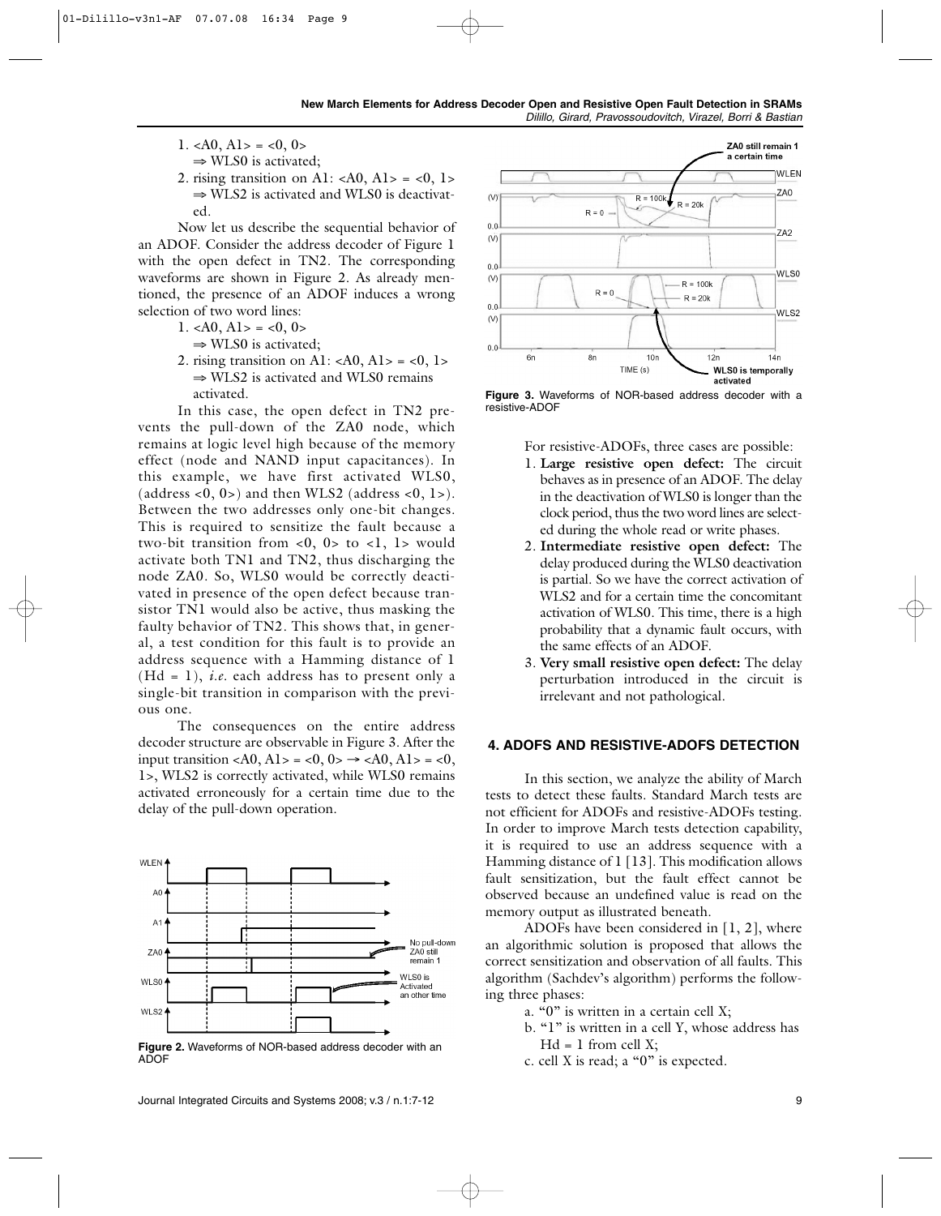1. <A0, A1> = <0, 0>
   ⇒ WLS0 is activated;
2. rising transition on A1: <A0, A1> = <0, 1>
   ⇒ WLS2 is activated and WLS0 is deactivated.

Now let us describe the sequential behavior of an ADOF. Consider the address decoder of Figure 1 with the open defect in TN2. The corresponding waveforms are shown in Figure 2. As already mentioned, the presence of an ADOF induces a wrong selection of two word lines:

1. <A0, A1> = <0, 0>
   ⇒ WLS0 is activated;
2. rising transition on A1: <A0, A1> = <0, 1>
   ⇒ WLS2 is activated and WLS0 remains activated.

In this case, the open defect in TN2 prevents the pull-down of the ZA0 node, which remains at logic level high because of the memory effect (node and NAND input capacitances). In this example, we have first activated WLS0, (address <0, 0>) and then WLS2 (address <0, 1>). Between the two addresses only one-bit changes. This is required to sensitize the fault because a two-bit transition from <0, 0> to <1, 1> would activate both TN1 and TN2, thus discharging the node ZA0. So, WLS0 would be correctly deactivated in presence of the open defect because transistor TN1 would also be active, thus masking the faulty behavior of TN2. This shows that, in general, a test condition for this fault is to provide an address sequence with a Hamming distance of 1 (Hd = 1), *i.e.* each address has to present only a single-bit transition in comparison with the previous one.

The consequences on the entire address decoder structure are observable in Figure 3. After the input transition <A0, A1> = <0, 0> → <A0, A1> = <0, 1>, WLS2 is correctly activated, while WLS0 remains activated erroneously for a certain time due to the delay of the pull-down operation.

**Figure 2.** Waveforms of NOR-based address decoder with an ADOF

**Figure 3.** Waveforms of NOR-based address decoder with a resistive-ADOF

For resistive-ADOFs, three cases are possible:

1. **Large resistive open defect:** The circuit behaves as in presence of an ADOF. The delay in the deactivation of WLS0 is longer than the clock period, thus the two word lines are selected during the whole read or write phases.
2. **Intermediate resistive open defect:** The delay produced during the WLS0 deactivation is partial. So we have the correct activation of WLS2 and for a certain time the concomitant activation of WLS0. This time, there is a high probability that a dynamic fault occurs, with the same effects of an ADOF.
3. **Very small resistive open defect:** The delay perturbation introduced in the circuit is irrelevant and not pathological.

## 4. ADOFS AND RESISTIVE-ADOFS DETECTION

In this section, we analyze the ability of March tests to detect these faults. Standard March tests are not efficient for ADOFs and resistive-ADOFs testing. In order to improve March tests detection capability, it is required to use an address sequence with a Hamming distance of 1 [13]. This modification allows fault sensitization, but the fault effect cannot be observed because an undefined value is read on the memory output as illustrated beneath.

ADOFs have been considered in [1, 2], where an algorithmic solution is proposed that allows the correct sensitization and observation of all faults. This algorithm (Sachdev's algorithm) performs the following three phases:

a. "0" is written in a certain cell X;
b. "1" is written in a cell Y, whose address has Hd = 1 from cell X;
c. cell X is read; a "0" is expected.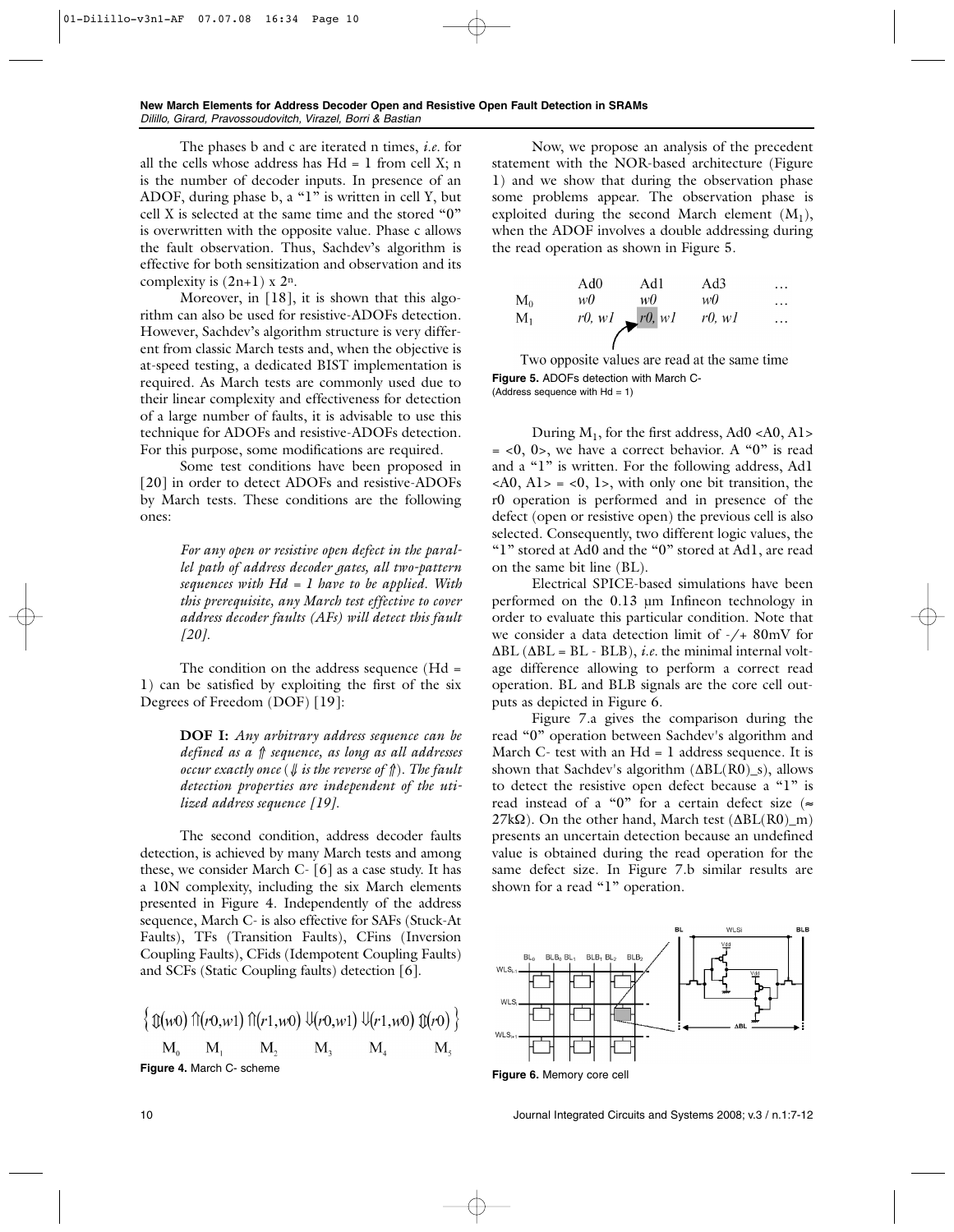The phases b and c are iterated n times, *i.e.* for all the cells whose address has Hd = 1 from cell X; n is the number of decoder inputs. In presence of an ADOF, during phase b, a "1" is written in cell Y, but cell X is selected at the same time and the stored "0" is overwritten with the opposite value. Phase c allows the fault observation. Thus, Sachdev's algorithm is effective for both sensitization and observation and its complexity is $(2n+1) \times 2^n$.

Moreover, in [18], it is shown that this algorithm can also be used for resistive-ADOFs detection. However, Sachdev's algorithm structure is very different from classic March tests and, when the objective is at-speed testing, a dedicated BIST implementation is required. As March tests are commonly used due to their linear complexity and effectiveness for detection of a large number of faults, it is advisable to use this technique for ADOFs and resistive-ADOFs detection. For this purpose, some modifications are required.

Some test conditions have been proposed in [20] in order to detect ADOFs and resistive-ADOFs by March tests. These conditions are the following ones:

> *For any open or resistive open defect in the parallel path of address decoder gates, all two-pattern sequences with Hd = 1 have to be applied. With this prerequisite, any March test effective to cover address decoder faults (AFs) will detect this fault [20].*

The condition on the address sequence (Hd = 1) can be satisfied by exploiting the first of the six Degrees of Freedom (DOF) [19]:

> **DOF I:** *Any arbitrary address sequence can be defined as a ⇑ sequence, as long as all addresses occur exactly once (⇓ is the reverse of ⇑). The fault detection properties are independent of the utilized address sequence [19].*

The second condition, address decoder faults detection, is achieved by many March tests and among these, we consider March C- [6] as a case study. It has a 10N complexity, including the six March elements presented in Figure 4. Independently of the address sequence, March C- is also effective for SAFs (Stuck-At Faults), TFs (Transition Faults), CFins (Inversion Coupling Faults), CFids (Idempotent Coupling Faults) and SCFs (Static Coupling faults) detection [6].

$$\left\{ \Updownarrow(w0)\ \Uparrow(r0,w1)\ \Uparrow(r1,w0)\ \Downarrow(r0,w1)\ \Downarrow(r1,w0)\ \Updownarrow(r0) \right\}$$

$$M_0 \quad M_1 \quad M_2 \quad M_3 \quad M_4 \quad M_5$$

**Figure 4.** March C- scheme

Now, we propose an analysis of the precedent statement with the NOR-based architecture (Figure 1) and we show that during the observation phase some problems appear. The observation phase is exploited during the second March element ($M_1$), when the ADOF involves a double addressing during the read operation as shown in Figure 5.

| | Ad0 | Ad1 | Ad3 | … |
|---|---|---|---|---|
| $M_0$ | *w0* | *w0* | *w0* | … |
| $M_1$ | *r0, w1* | *r0, w1* | *r0, w1* | … |

Two opposite values are read at the same time

**Figure 5.** ADOFs detection with March C- (Address sequence with Hd = 1)

During $M_1$, for the first address, Ad0 <A0, A1> = <0, 0>, we have a correct behavior. A "0" is read and a "1" is written. For the following address, Ad1 <A0, A1> = <0, 1>, with only one bit transition, the r0 operation is performed and in presence of the defect (open or resistive open) the previous cell is also selected. Consequently, two different logic values, the "1" stored at Ad0 and the "0" stored at Ad1, are read on the same bit line (BL).

Electrical SPICE-based simulations have been performed on the 0.13 µm Infineon technology in order to evaluate this particular condition. Note that we consider a data detection limit of -/+ 80mV for ΔBL (ΔBL = BL - BLB), *i.e.* the minimal internal voltage difference allowing to perform a correct read operation. BL and BLB signals are the core cell outputs as depicted in Figure 6.

Figure 7.a gives the comparison during the read "0" operation between Sachdev's algorithm and March C- test with an Hd = 1 address sequence. It is shown that Sachdev's algorithm (ΔBL(R0)_s), allows to detect the resistive open defect because a "1" is read instead of a "0" for a certain defect size (≈ 27kΩ). On the other hand, March test (ΔBL(R0)_m) presents an uncertain detection because an undefined value is obtained during the read operation for the same defect size. In Figure 7.b similar results are shown for a read "1" operation.

**Figure 6.** Memory core cell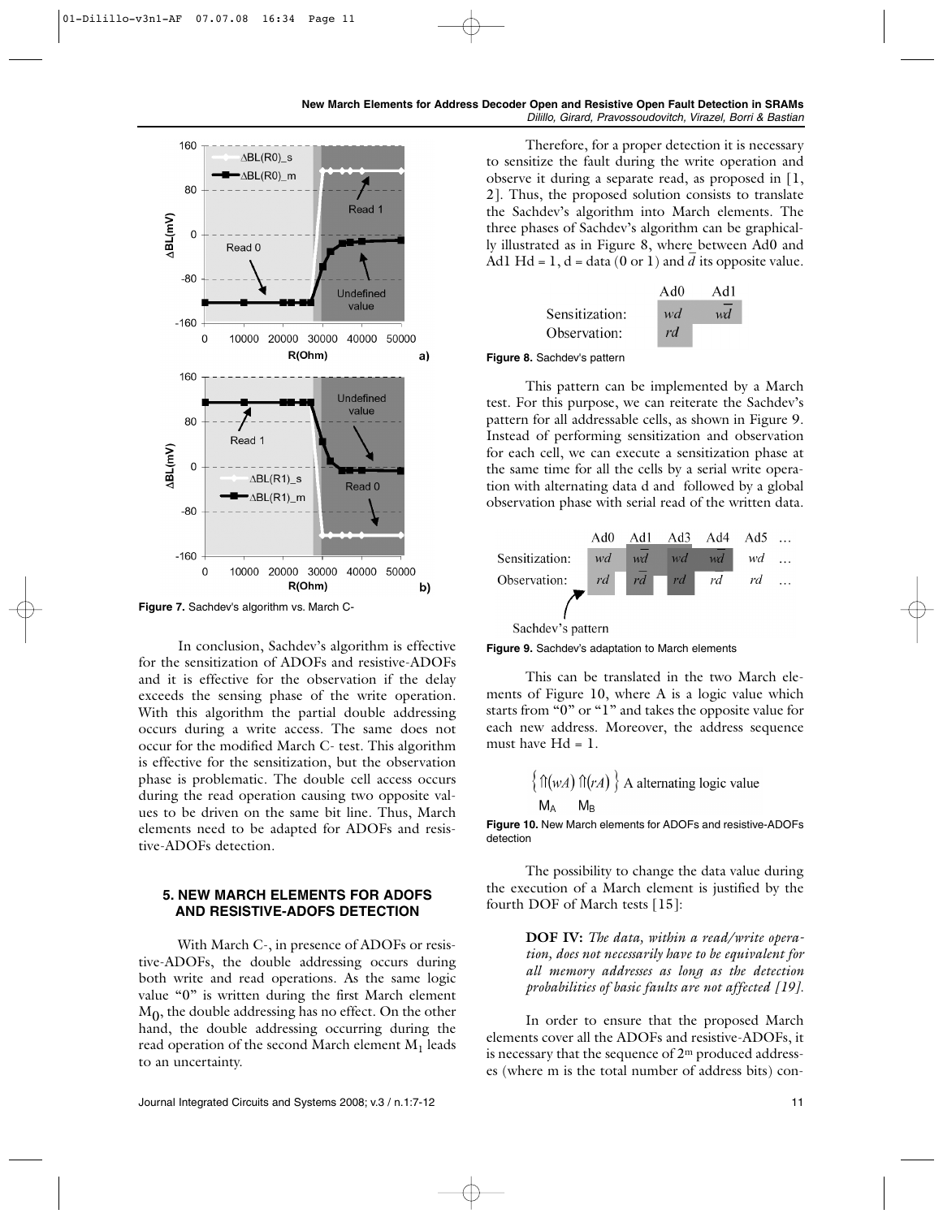Figure 7. Sachdev's algorithm vs. March C-

In conclusion, Sachdev's algorithm is effective for the sensitization of ADOFs and resistive-ADOFs and it is effective for the observation if the delay exceeds the sensing phase of the write operation. With this algorithm the partial double addressing occurs during a write access. The same does not occur for the modified March C- test. This algorithm is effective for the sensitization, but the observation phase is problematic. The double cell access occurs during the read operation causing two opposite values to be driven on the same bit line. Thus, March elements need to be adapted for ADOFs and resistive-ADOFs detection.

## 5. NEW MARCH ELEMENTS FOR ADOFS AND RESISTIVE-ADOFS DETECTION

With March C-, in presence of ADOFs or resistive-ADOFs, the double addressing occurs during both write and read operations. As the same logic value "0" is written during the first March element $M_0$, the double addressing has no effect. On the other hand, the double addressing occurring during the read operation of the second March element $M_1$ leads to an uncertainty.

Therefore, for a proper detection it is necessary to sensitize the fault during the write operation and observe it during a separate read, as proposed in [1, 2]. Thus, the proposed solution consists to translate the Sachdev's algorithm into March elements. The three phases of Sachdev's algorithm can be graphically illustrated as in Figure 8, where between Ad0 and Ad1 Hd = 1, d = data (0 or 1) and $\bar{d}$ its opposite value.

| | Ad0 | Ad1 |
|---|---|---|
| Sensitization: | $wd$ | $w\bar{d}$ |
| Observation: | $rd$ | |

Figure 8. Sachdev's pattern

This pattern can be implemented by a March test. For this purpose, we can reiterate the Sachdev's pattern for all addressable cells, as shown in Figure 9. Instead of performing sensitization and observation for each cell, we can execute a sensitization phase at the same time for all the cells by a serial write operation with alternating data d and followed by a global observation phase with serial read of the written data.

| | Ad0 | Ad1 | Ad3 | Ad4 | Ad5 | … |
|---|---|---|---|---|---|---|
| Sensitization: | $wd$ | $w\bar{d}$ | $wd$ | $w\bar{d}$ | $wd$ | … |
| Observation: | $rd$ | $r\bar{d}$ | $rd$ | $rd$ | $rd$ | … |

Sachdev's pattern

Figure 9. Sachdev's adaptation to March elements

This can be translated in the two March elements of Figure 10, where A is a logic value which starts from "0" or "1" and takes the opposite value for each new address. Moreover, the address sequence must have Hd = 1.

$$\{ \Uparrow(wA) \Uparrow(rA) \} \text{ A alternating logic value}$$

$M_A$ $M_B$

Figure 10. New March elements for ADOFs and resistive-ADOFs detection

The possibility to change the data value during the execution of a March element is justified by the fourth DOF of March tests [15]:

> **DOF IV:** *The data, within a read/write operation, does not necessarily have to be equivalent for all memory addresses as long as the detection probabilities of basic faults are not affected [19].*

In order to ensure that the proposed March elements cover all the ADOFs and resistive-ADOFs, it is necessary that the sequence of $2^m$ produced addresses (where m is the total number of address bits) con-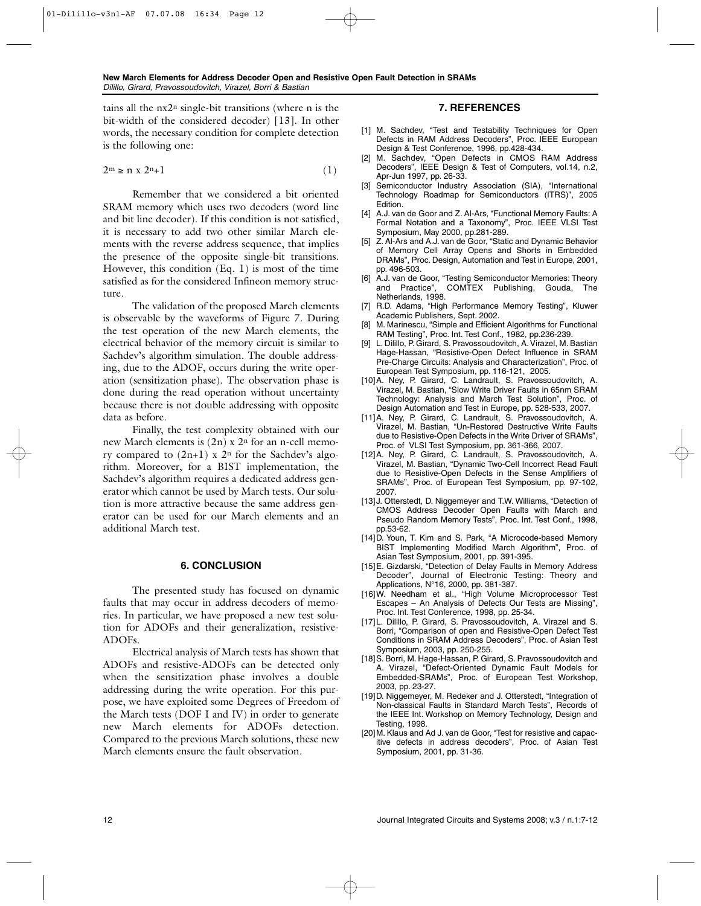tains all the $n \times 2^n$ single-bit transitions (where n is the bit-width of the considered decoder) [13]. In other words, the necessary condition for complete detection is the following one:

$$2^m \geq n \times 2^n + 1 \tag{1}$$

Remember that we considered a bit oriented SRAM memory which uses two decoders (word line and bit line decoder). If this condition is not satisfied, it is necessary to add two other similar March elements with the reverse address sequence, that implies the presence of the opposite single-bit transitions. However, this condition (Eq. 1) is most of the time satisfied as for the considered Infineon memory structure.

The validation of the proposed March elements is observable by the waveforms of Figure 7. During the test operation of the new March elements, the electrical behavior of the memory circuit is similar to Sachdev's algorithm simulation. The double addressing, due to the ADOF, occurs during the write operation (sensitization phase). The observation phase is done during the read operation without uncertainty because there is not double addressing with opposite data as before.

Finally, the test complexity obtained with our new March elements is $(2n) \times 2^n$ for an n-cell memory compared to $(2n+1) \times 2^n$ for the Sachdev's algorithm. Moreover, for a BIST implementation, the Sachdev's algorithm requires a dedicated address generator which cannot be used by March tests. Our solution is more attractive because the same address generator can be used for our March elements and an additional March test.

## 6. CONCLUSION

The presented study has focused on dynamic faults that may occur in address decoders of memories. In particular, we have proposed a new test solution for ADOFs and their generalization, resistive-ADOFs.

Electrical analysis of March tests has shown that ADOFs and resistive-ADOFs can be detected only when the sensitization phase involves a double addressing during the write operation. For this purpose, we have exploited some Degrees of Freedom of the March tests (DOF I and IV) in order to generate new March elements for ADOFs detection. Compared to the previous March solutions, these new March elements ensure the fault observation.

## 7. REFERENCES

[1] M. Sachdev, "Test and Testability Techniques for Open Defects in RAM Address Decoders", Proc. IEEE European Design & Test Conference, 1996, pp.428-434.

[2] M. Sachdev, "Open Defects in CMOS RAM Address Decoders", IEEE Design & Test of Computers, vol.14, n.2, Apr-Jun 1997, pp. 26-33.

[3] Semiconductor Industry Association (SIA), "International Technology Roadmap for Semiconductors (ITRS)", 2005 Edition.

[4] A.J. van de Goor and Z. Al-Ars, "Functional Memory Faults: A Formal Notation and a Taxonomy", Proc. IEEE VLSI Test Symposium, May 2000, pp.281-289.

[5] Z. Al-Ars and A.J. van de Goor, "Static and Dynamic Behavior of Memory Cell Array Opens and Shorts in Embedded DRAMs", Proc. Design, Automation and Test in Europe, 2001, pp. 496-503.

[6] A.J. van de Goor, "Testing Semiconductor Memories: Theory and Practice", COMTEX Publishing, Gouda, The Netherlands, 1998.

[7] R.D. Adams, "High Performance Memory Testing", Kluwer Academic Publishers, Sept. 2002.

[8] M. Marinescu, "Simple and Efficient Algorithms for Functional RAM Testing", Proc. Int. Test Conf., 1982, pp.236-239.

[9] L. Dilillo, P. Girard, S. Pravossoudovitch, A. Virazel, M. Bastian Hage-Hassan, "Resistive-Open Defect Influence in SRAM Pre-Charge Circuits: Analysis and Characterization", Proc. of European Test Symposium, pp. 116-121, 2005.

[10] A. Ney, P. Girard, C. Landrault, S. Pravossoudovitch, A. Virazel, M. Bastian, "Slow Write Driver Faults in 65nm SRAM Technology: Analysis and March Test Solution", Proc. of Design Automation and Test in Europe, pp. 528-533, 2007.

[11] A. Ney, P. Girard, C. Landrault, S. Pravossoudovitch, A. Virazel, M. Bastian, "Un-Restored Destructive Write Faults due to Resistive-Open Defects in the Write Driver of SRAMs", Proc. of VLSI Test Symposium, pp. 361-366, 2007.

[12] A. Ney, P. Girard, C. Landrault, S. Pravossoudovitch, A. Virazel, M. Bastian, "Dynamic Two-Cell Incorrect Read Fault due to Resistive-Open Defects in the Sense Amplifiers of SRAMs", Proc. of European Test Symposium, pp. 97-102, 2007.

[13] J. Otterstedt, D. Niggemeyer and T.W. Williams, "Detection of CMOS Address Decoder Open Faults with March and Pseudo Random Memory Tests", Proc. Int. Test Conf., 1998, pp.53-62.

[14] D. Youn, T. Kim and S. Park, "A Microcode-based Memory BIST Implementing Modified March Algorithm", Proc. of Asian Test Symposium, 2001, pp. 391-395.

[15] E. Gizdarski, "Detection of Delay Faults in Memory Address Decoder", Journal of Electronic Testing: Theory and Applications, N°16, 2000, pp. 381-387.

[16] W. Needham et al., "High Volume Microprocessor Test Escapes – An Analysis of Defects Our Tests are Missing", Proc. Int. Test Conference, 1998, pp. 25-34.

[17] L. Dilillo, P. Girard, S. Pravossoudovitch, A. Virazel and S. Borri, "Comparison of open and Resistive-Open Defect Test Conditions in SRAM Address Decoders", Proc. of Asian Test Symposium, 2003, pp. 250-255.

[18] S. Borri, M. Hage-Hassan, P. Girard, S. Pravossoudovitch and A. Virazel, "Defect-Oriented Dynamic Fault Models for Embedded-SRAMs", Proc. of European Test Workshop, 2003, pp. 23-27.

[19] D. Niggemeyer, M. Redeker and J. Otterstedt, "Integration of Non-classical Faults in Standard March Tests", Records of the IEEE Int. Workshop on Memory Technology, Design and Testing, 1998.

[20] M. Klaus and Ad J. van de Goor, "Test for resistive and capacitive defects in address decoders", Proc. of Asian Test Symposium, 2001, pp. 31-36.